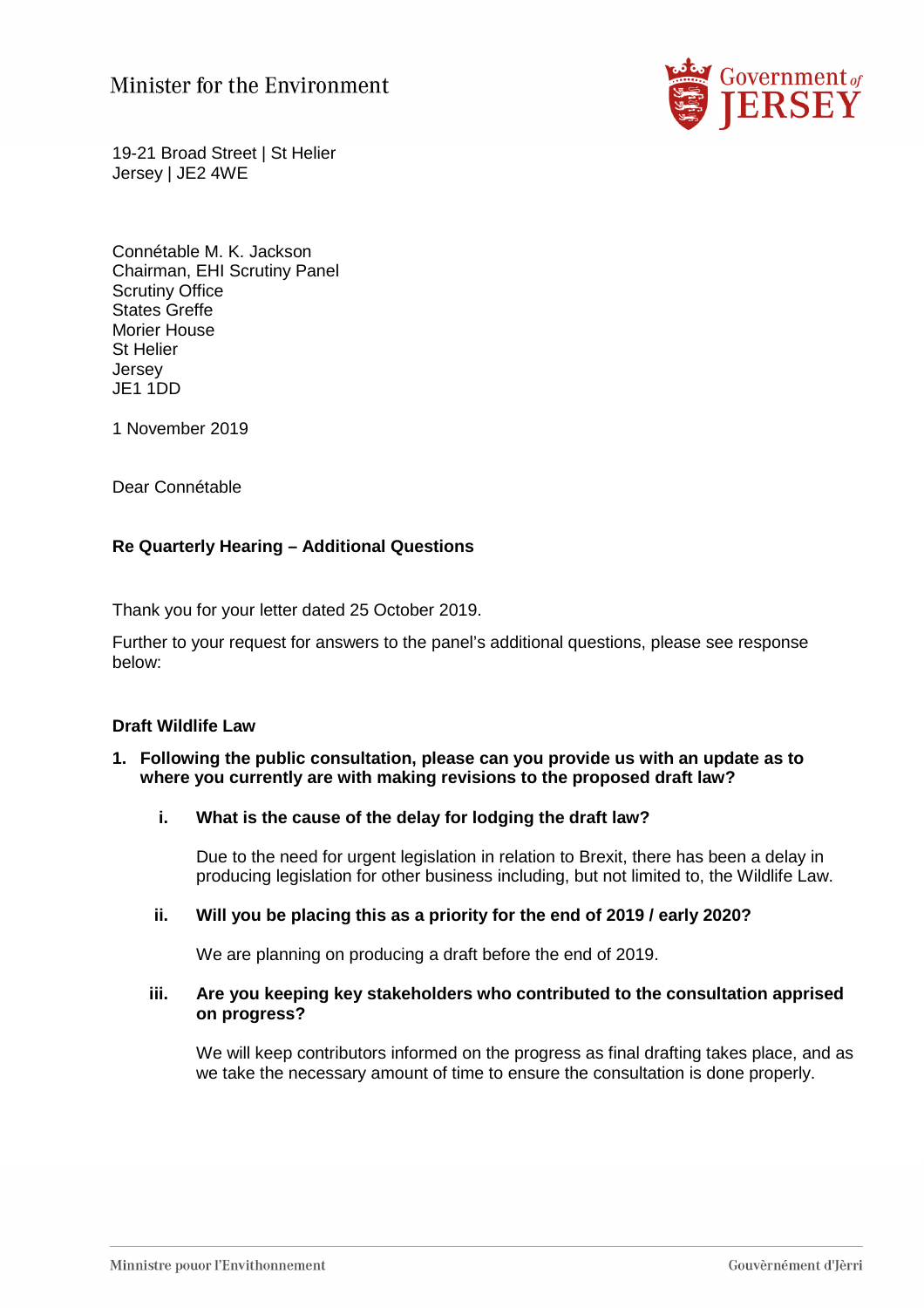Minister for the Environment

19-21 Broad Street | St Helier
Jersey | JE2 4WE

Connétable M. K. Jackson
Chairman, EHI Scrutiny Panel
Scrutiny Office
States Greffe
Morier House
St Helier
Jersey
JE1 1DD

1 November 2019

Dear Connétable

**Re Quarterly Hearing – Additional Questions**

Thank you for your letter dated 25 October 2019.

Further to your request for answers to the panel's additional questions, please see response below:

**Draft Wildlife Law**

1. **Following the public consultation, please can you provide us with an update as to where you currently are with making revisions to the proposed draft law?**

   i. **What is the cause of the delay for lodging the draft law?**

      Due to the need for urgent legislation in relation to Brexit, there has been a delay in producing legislation for other business including, but not limited to, the Wildlife Law.

   ii. **Will you be placing this as a priority for the end of 2019 / early 2020?**

      We are planning on producing a draft before the end of 2019.

   iii. **Are you keeping key stakeholders who contributed to the consultation apprised on progress?**

      We will keep contributors informed on the progress as final drafting takes place, and as we take the necessary amount of time to ensure the consultation is done properly.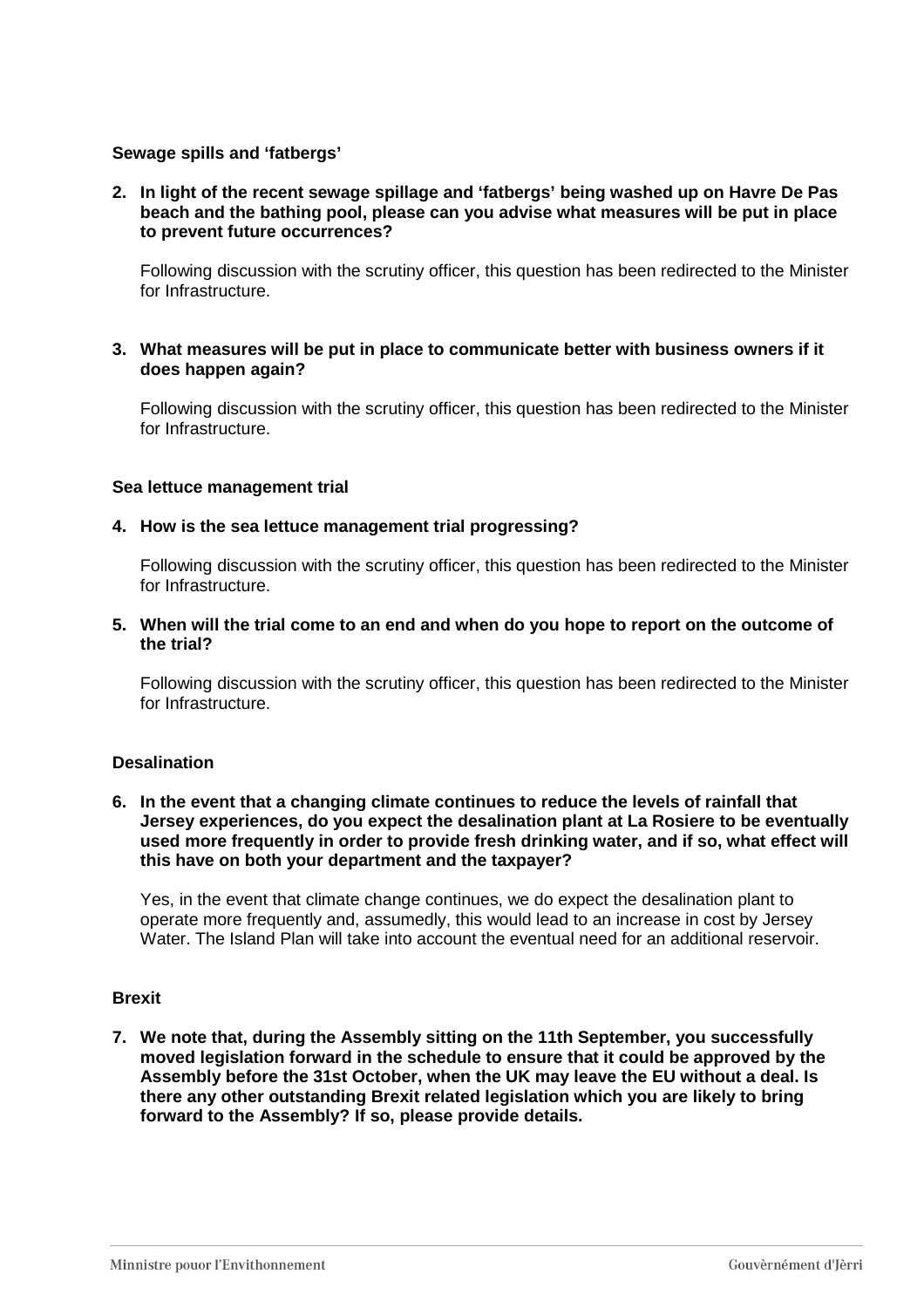**Sewage spills and 'fatbergs'**

2. **In light of the recent sewage spillage and 'fatbergs' being washed up on Havre De Pas beach and the bathing pool, please can you advise what measures will be put in place to prevent future occurrences?**

   Following discussion with the scrutiny officer, this question has been redirected to the Minister for Infrastructure.

3. **What measures will be put in place to communicate better with business owners if it does happen again?**

   Following discussion with the scrutiny officer, this question has been redirected to the Minister for Infrastructure.

**Sea lettuce management trial**

4. **How is the sea lettuce management trial progressing?**

   Following discussion with the scrutiny officer, this question has been redirected to the Minister for Infrastructure.

5. **When will the trial come to an end and when do you hope to report on the outcome of the trial?**

   Following discussion with the scrutiny officer, this question has been redirected to the Minister for Infrastructure.

**Desalination**

6. **In the event that a changing climate continues to reduce the levels of rainfall that Jersey experiences, do you expect the desalination plant at La Rosiere to be eventually used more frequently in order to provide fresh drinking water, and if so, what effect will this have on both your department and the taxpayer?**

   Yes, in the event that climate change continues, we do expect the desalination plant to operate more frequently and, assumedly, this would lead to an increase in cost by Jersey Water. The Island Plan will take into account the eventual need for an additional reservoir.

**Brexit**

7. **We note that, during the Assembly sitting on the 11th September, you successfully moved legislation forward in the schedule to ensure that it could be approved by the Assembly before the 31st October, when the UK may leave the EU without a deal. Is there any other outstanding Brexit related legislation which you are likely to bring forward to the Assembly? If so, please provide details.**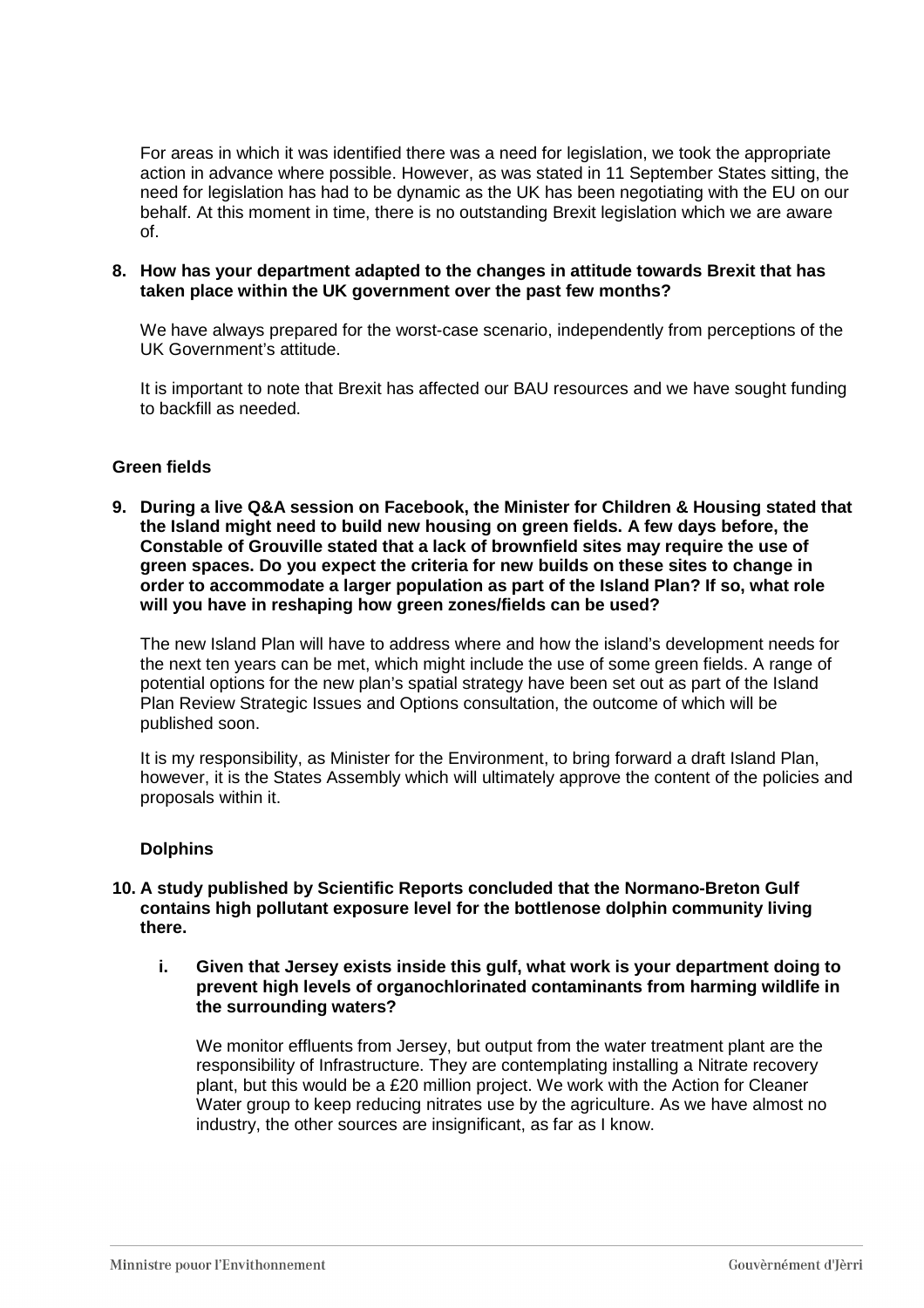For areas in which it was identified there was a need for legislation, we took the appropriate action in advance where possible. However, as was stated in 11 September States sitting, the need for legislation has had to be dynamic as the UK has been negotiating with the EU on our behalf. At this moment in time, there is no outstanding Brexit legislation which we are aware of.

**8. How has your department adapted to the changes in attitude towards Brexit that has taken place within the UK government over the past few months?**

We have always prepared for the worst-case scenario, independently from perceptions of the UK Government's attitude.

It is important to note that Brexit has affected our BAU resources and we have sought funding to backfill as needed.

**Green fields**

**9. During a live Q&A session on Facebook, the Minister for Children & Housing stated that the Island might need to build new housing on green fields. A few days before, the Constable of Grouville stated that a lack of brownfield sites may require the use of green spaces. Do you expect the criteria for new builds on these sites to change in order to accommodate a larger population as part of the Island Plan? If so, what role will you have in reshaping how green zones/fields can be used?**

The new Island Plan will have to address where and how the island's development needs for the next ten years can be met, which might include the use of some green fields. A range of potential options for the new plan's spatial strategy have been set out as part of the Island Plan Review Strategic Issues and Options consultation, the outcome of which will be published soon.

It is my responsibility, as Minister for the Environment, to bring forward a draft Island Plan, however, it is the States Assembly which will ultimately approve the content of the policies and proposals within it.

**Dolphins**

**10. A study published by Scientific Reports concluded that the Normano-Breton Gulf contains high pollutant exposure level for the bottlenose dolphin community living there.**

**i. Given that Jersey exists inside this gulf, what work is your department doing to prevent high levels of organochlorinated contaminants from harming wildlife in the surrounding waters?**

We monitor effluents from Jersey, but output from the water treatment plant are the responsibility of Infrastructure. They are contemplating installing a Nitrate recovery plant, but this would be a £20 million project. We work with the Action for Cleaner Water group to keep reducing nitrates use by the agriculture. As we have almost no industry, the other sources are insignificant, as far as I know.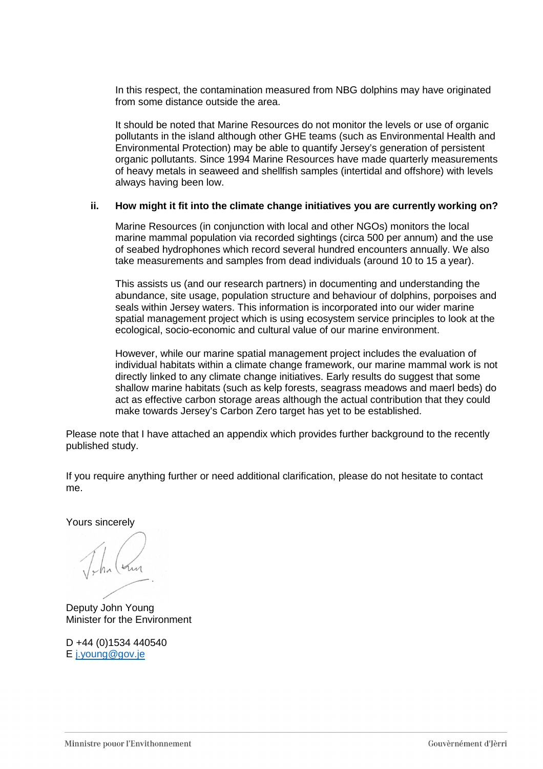In this respect, the contamination measured from NBG dolphins may have originated from some distance outside the area.

It should be noted that Marine Resources do not monitor the levels or use of organic pollutants in the island although other GHE teams (such as Environmental Health and Environmental Protection) may be able to quantify Jersey's generation of persistent organic pollutants. Since 1994 Marine Resources have made quarterly measurements of heavy metals in seaweed and shellfish samples (intertidal and offshore) with levels always having been low.

**ii. How might it fit into the climate change initiatives you are currently working on?**

Marine Resources (in conjunction with local and other NGOs) monitors the local marine mammal population via recorded sightings (circa 500 per annum) and the use of seabed hydrophones which record several hundred encounters annually. We also take measurements and samples from dead individuals (around 10 to 15 a year).

This assists us (and our research partners) in documenting and understanding the abundance, site usage, population structure and behaviour of dolphins, porpoises and seals within Jersey waters. This information is incorporated into our wider marine spatial management project which is using ecosystem service principles to look at the ecological, socio-economic and cultural value of our marine environment.

However, while our marine spatial management project includes the evaluation of individual habitats within a climate change framework, our marine mammal work is not directly linked to any climate change initiatives. Early results do suggest that some shallow marine habitats (such as kelp forests, seagrass meadows and maerl beds) do act as effective carbon storage areas although the actual contribution that they could make towards Jersey's Carbon Zero target has yet to be established.

Please note that I have attached an appendix which provides further background to the recently published study.

If you require anything further or need additional clarification, please do not hesitate to contact me.

Yours sincerely

Deputy John Young
Minister for the Environment

D +44 (0)1534 440540
E j.young@gov.je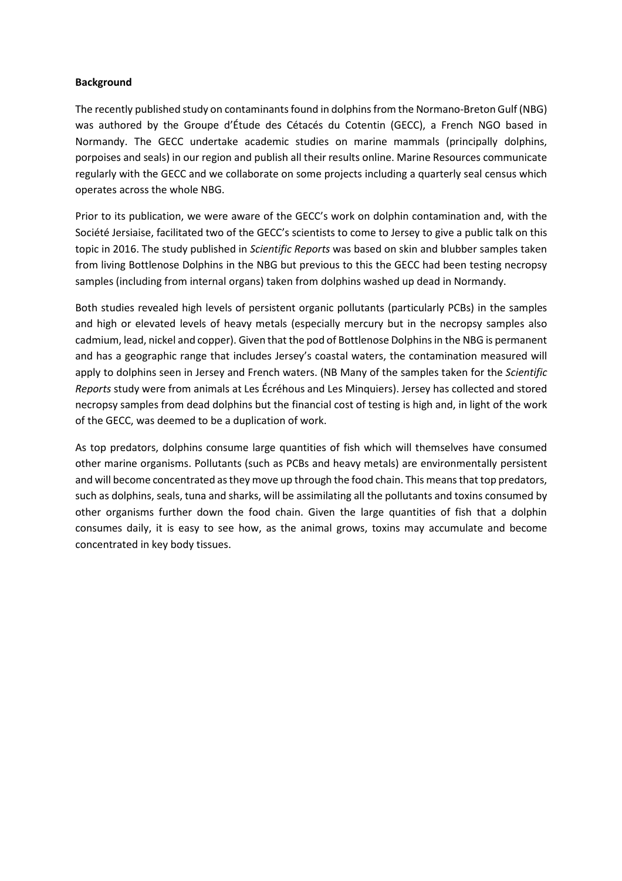**Background**

The recently published study on contaminants found in dolphins from the Normano-Breton Gulf (NBG) was authored by the Groupe d'Étude des Cétacés du Cotentin (GECC), a French NGO based in Normandy. The GECC undertake academic studies on marine mammals (principally dolphins, porpoises and seals) in our region and publish all their results online. Marine Resources communicate regularly with the GECC and we collaborate on some projects including a quarterly seal census which operates across the whole NBG.

Prior to its publication, we were aware of the GECC's work on dolphin contamination and, with the Société Jersiaise, facilitated two of the GECC's scientists to come to Jersey to give a public talk on this topic in 2016. The study published in *Scientific Reports* was based on skin and blubber samples taken from living Bottlenose Dolphins in the NBG but previous to this the GECC had been testing necropsy samples (including from internal organs) taken from dolphins washed up dead in Normandy.

Both studies revealed high levels of persistent organic pollutants (particularly PCBs) in the samples and high or elevated levels of heavy metals (especially mercury but in the necropsy samples also cadmium, lead, nickel and copper). Given that the pod of Bottlenose Dolphins in the NBG is permanent and has a geographic range that includes Jersey's coastal waters, the contamination measured will apply to dolphins seen in Jersey and French waters. (NB Many of the samples taken for the *Scientific Reports* study were from animals at Les Écréhous and Les Minquiers). Jersey has collected and stored necropsy samples from dead dolphins but the financial cost of testing is high and, in light of the work of the GECC, was deemed to be a duplication of work.

As top predators, dolphins consume large quantities of fish which will themselves have consumed other marine organisms. Pollutants (such as PCBs and heavy metals) are environmentally persistent and will become concentrated as they move up through the food chain. This means that top predators, such as dolphins, seals, tuna and sharks, will be assimilating all the pollutants and toxins consumed by other organisms further down the food chain. Given the large quantities of fish that a dolphin consumes daily, it is easy to see how, as the animal grows, toxins may accumulate and become concentrated in key body tissues.